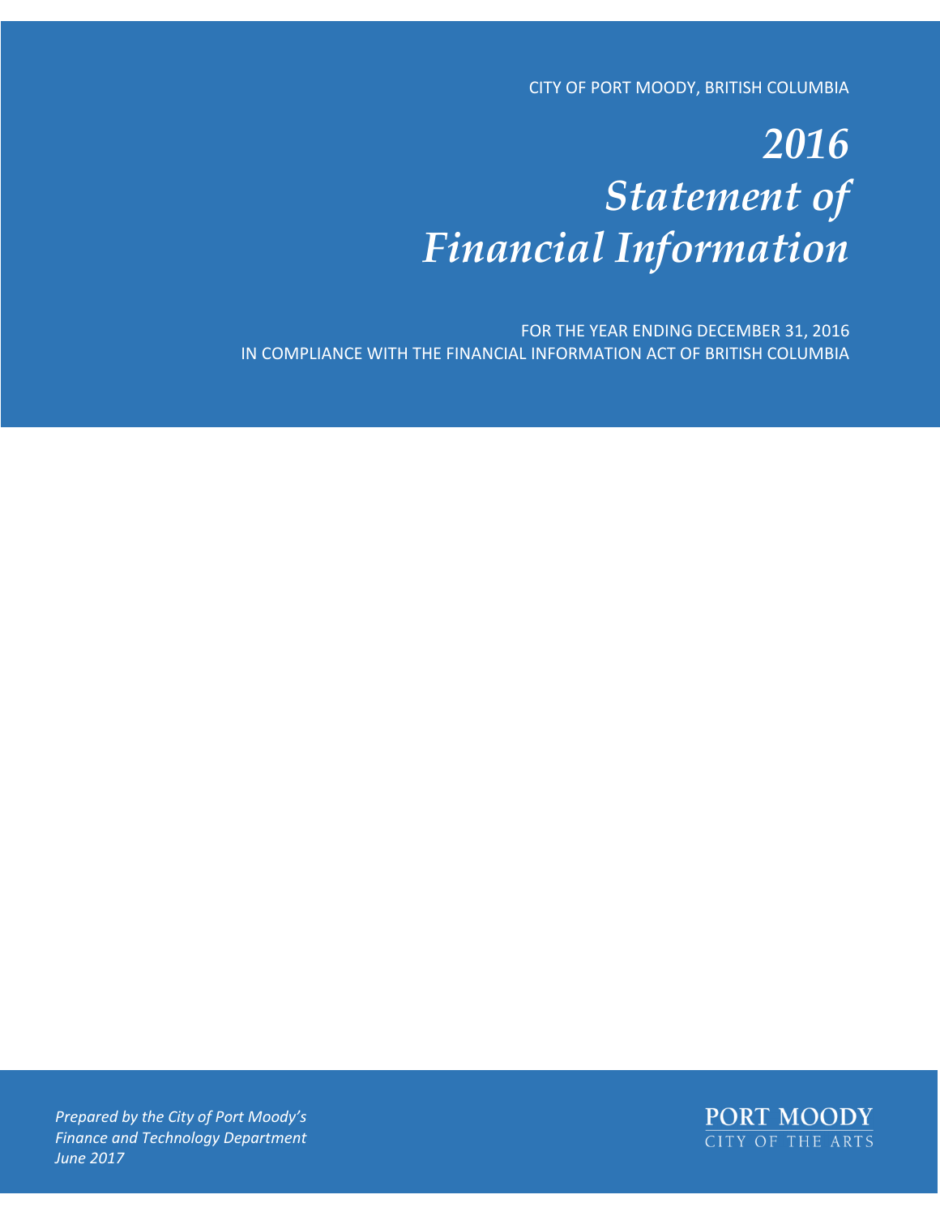CITY OF PORT MOODY, BRITISH COLUMBIA

# *2016 Statement of Financial Information*

FOR THE YEAR ENDING DECEMBER 31, 2016
IN COMPLIANCE WITH THE FINANCIAL INFORMATION ACT OF BRITISH COLUMBIA

*Prepared by the City of Port Moody's Finance and Technology Department*
*June 2017*

PORT MOODY
CITY OF THE ARTS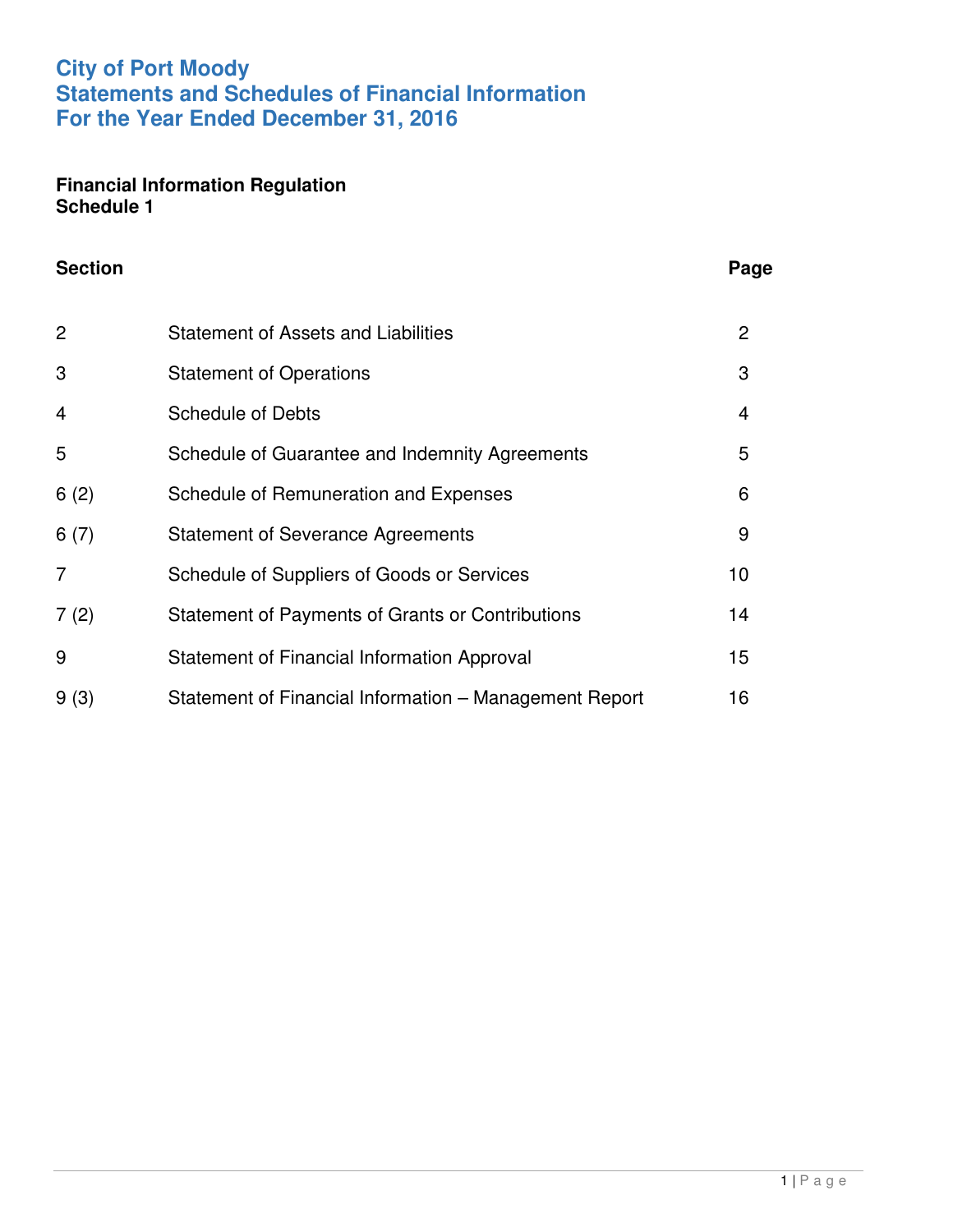# City of Port Moody
# Statements and Schedules of Financial Information
# For the Year Ended December 31, 2016

**Financial Information Regulation**
**Schedule 1**

| Section | | Page |
|---|---|---|
| 2 | Statement of Assets and Liabilities | 2 |
| 3 | Statement of Operations | 3 |
| 4 | Schedule of Debts | 4 |
| 5 | Schedule of Guarantee and Indemnity Agreements | 5 |
| 6 (2) | Schedule of Remuneration and Expenses | 6 |
| 6 (7) | Statement of Severance Agreements | 9 |
| 7 | Schedule of Suppliers of Goods or Services | 10 |
| 7 (2) | Statement of Payments of Grants or Contributions | 14 |
| 9 | Statement of Financial Information Approval | 15 |
| 9 (3) | Statement of Financial Information – Management Report | 16 |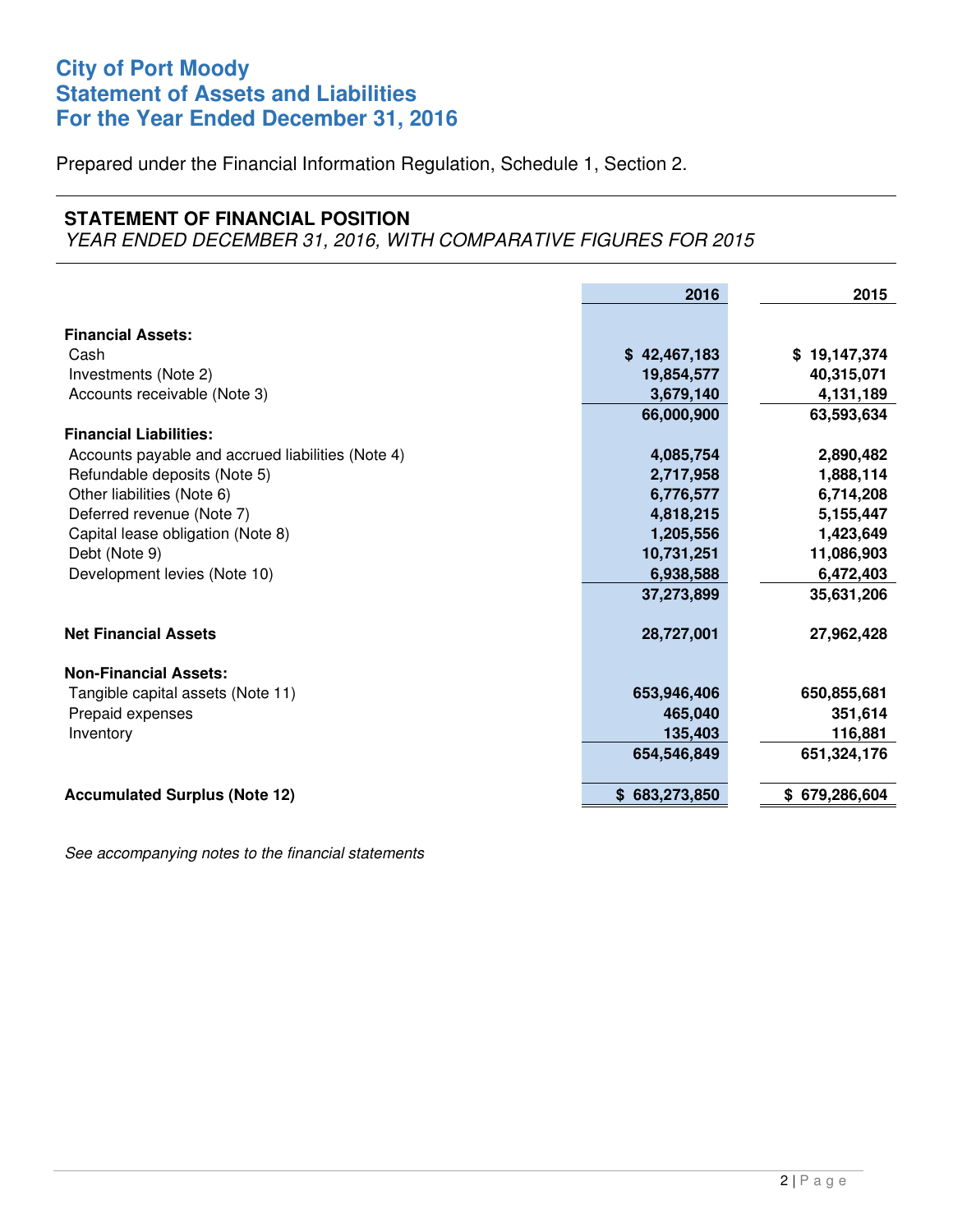# City of Port Moody
# Statement of Assets and Liabilities
# For the Year Ended December 31, 2016

Prepared under the Financial Information Regulation, Schedule 1, Section 2.

## STATEMENT OF FINANCIAL POSITION

*YEAR ENDED DECEMBER 31, 2016, WITH COMPARATIVE FIGURES FOR 2015*

| | 2016 | 2015 |
|---|---|---|
| **Financial Assets:** | | |
| Cash | **$ 42,467,183** | **$ 19,147,374** |
| Investments (Note 2) | **19,854,577** | **40,315,071** |
| Accounts receivable (Note 3) | **3,679,140** | **4,131,189** |
| | **66,000,900** | **63,593,634** |
| **Financial Liabilities:** | | |
| Accounts payable and accrued liabilities (Note 4) | **4,085,754** | **2,890,482** |
| Refundable deposits (Note 5) | **2,717,958** | **1,888,114** |
| Other liabilities (Note 6) | **6,776,577** | **6,714,208** |
| Deferred revenue (Note 7) | **4,818,215** | **5,155,447** |
| Capital lease obligation (Note 8) | **1,205,556** | **1,423,649** |
| Debt (Note 9) | **10,731,251** | **11,086,903** |
| Development levies (Note 10) | **6,938,588** | **6,472,403** |
| | **37,273,899** | **35,631,206** |
| **Net Financial Assets** | **28,727,001** | **27,962,428** |
| **Non-Financial Assets:** | | |
| Tangible capital assets (Note 11) | **653,946,406** | **650,855,681** |
| Prepaid expenses | **465,040** | **351,614** |
| Inventory | **135,403** | **116,881** |
| | **654,546,849** | **651,324,176** |
| **Accumulated Surplus (Note 12)** | **$ 683,273,850** | **$ 679,286,604** |

*See accompanying notes to the financial statements*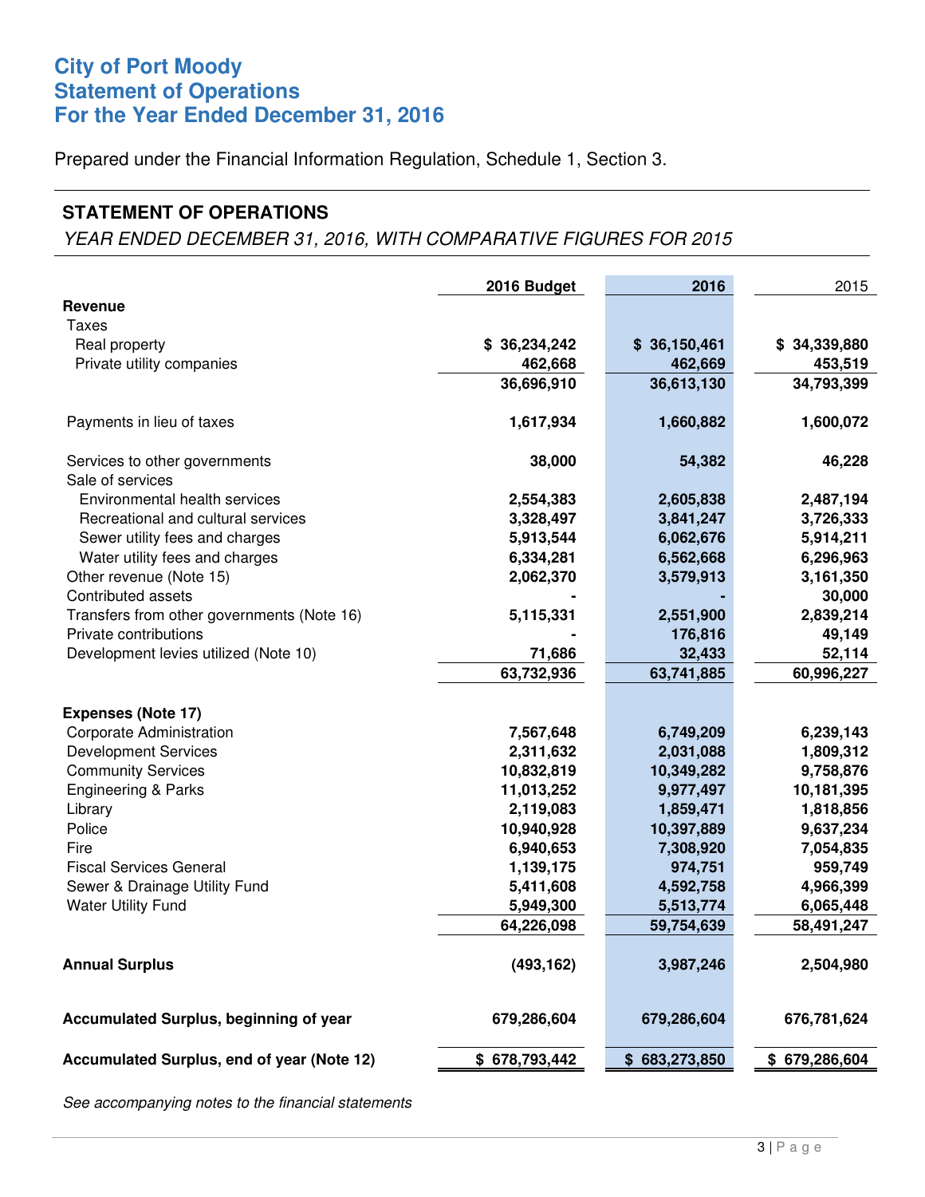# City of Port Moody
# Statement of Operations
# For the Year Ended December 31, 2016

Prepared under the Financial Information Regulation, Schedule 1, Section 3.

## STATEMENT OF OPERATIONS

*YEAR ENDED DECEMBER 31, 2016, WITH COMPARATIVE FIGURES FOR 2015*

| | 2016 Budget | 2016 | 2015 |
|---|---|---|---|
| **Revenue** | | | |
| Taxes | | | |
| Real property | $ 36,234,242 | $ 36,150,461 | $ 34,339,880 |
| Private utility companies | 462,668 | 462,669 | 453,519 |
| | 36,696,910 | 36,613,130 | 34,793,399 |
| Payments in lieu of taxes | 1,617,934 | 1,660,882 | 1,600,072 |
| Services to other governments | 38,000 | 54,382 | 46,228 |
| Sale of services | | | |
| Environmental health services | 2,554,383 | 2,605,838 | 2,487,194 |
| Recreational and cultural services | 3,328,497 | 3,841,247 | 3,726,333 |
| Sewer utility fees and charges | 5,913,544 | 6,062,676 | 5,914,211 |
| Water utility fees and charges | 6,334,281 | 6,562,668 | 6,296,963 |
| Other revenue (Note 15) | 2,062,370 | 3,579,913 | 3,161,350 |
| Contributed assets | - | - | 30,000 |
| Transfers from other governments (Note 16) | 5,115,331 | 2,551,900 | 2,839,214 |
| Private contributions | - | 176,816 | 49,149 |
| Development levies utilized (Note 10) | 71,686 | 32,433 | 52,114 |
| | 63,732,936 | 63,741,885 | 60,996,227 |
| **Expenses (Note 17)** | | | |
| Corporate Administration | 7,567,648 | 6,749,209 | 6,239,143 |
| Development Services | 2,311,632 | 2,031,088 | 1,809,312 |
| Community Services | 10,832,819 | 10,349,282 | 9,758,876 |
| Engineering & Parks | 11,013,252 | 9,977,497 | 10,181,395 |
| Library | 2,119,083 | 1,859,471 | 1,818,856 |
| Police | 10,940,928 | 10,397,889 | 9,637,234 |
| Fire | 6,940,653 | 7,308,920 | 7,054,835 |
| Fiscal Services General | 1,139,175 | 974,751 | 959,749 |
| Sewer & Drainage Utility Fund | 5,411,608 | 4,592,758 | 4,966,399 |
| Water Utility Fund | 5,949,300 | 5,513,774 | 6,065,448 |
| | 64,226,098 | 59,754,639 | 58,491,247 |
| **Annual Surplus** | (493,162) | 3,987,246 | 2,504,980 |
| **Accumulated Surplus, beginning of year** | 679,286,604 | 679,286,604 | 676,781,624 |
| **Accumulated Surplus, end of year (Note 12)** | $ 678,793,442 | $ 683,273,850 | $ 679,286,604 |

*See accompanying notes to the financial statements*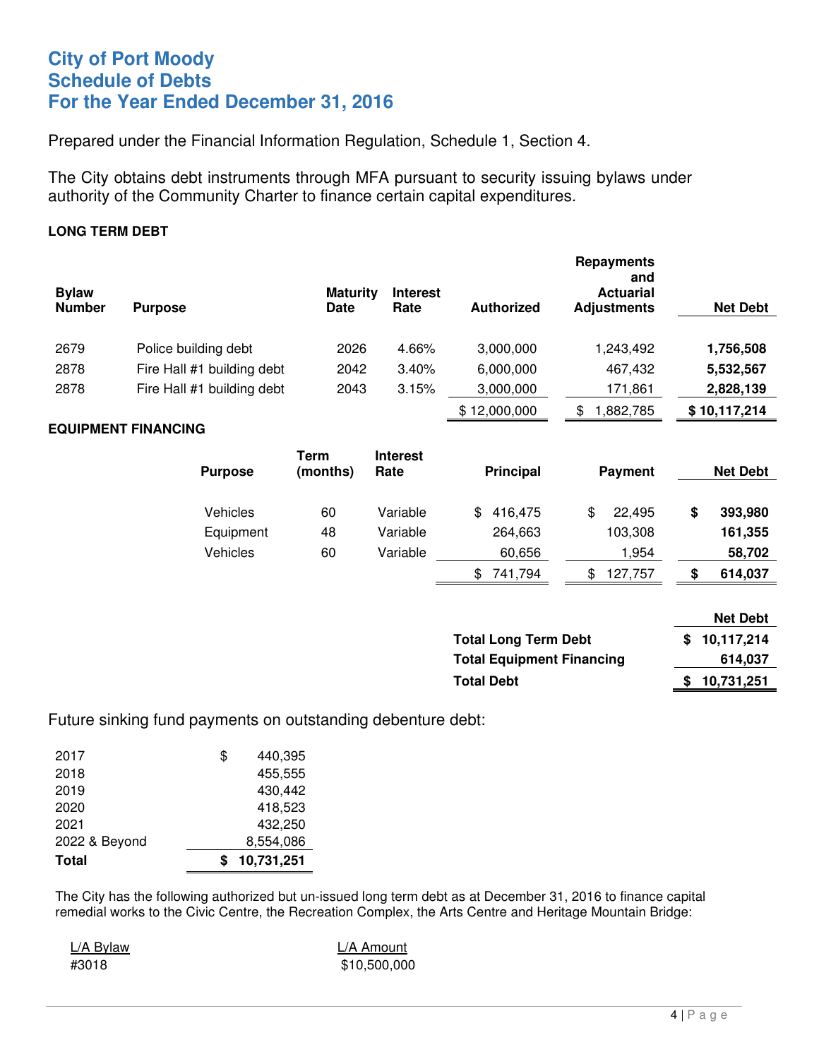# City of Port Moody
# Schedule of Debts
# For the Year Ended December 31, 2016

Prepared under the Financial Information Regulation, Schedule 1, Section 4.

The City obtains debt instruments through MFA pursuant to security issuing bylaws under authority of the Community Charter to finance certain capital expenditures.

**LONG TERM DEBT**

| Bylaw Number | Purpose | Maturity Date | Interest Rate | Authorized | Repayments and Actuarial Adjustments | Net Debt |
|---|---|---|---|---|---|---|
| 2679 | Police building debt | 2026 | 4.66% | 3,000,000 | 1,243,492 | **1,756,508** |
| 2878 | Fire Hall #1 building debt | 2042 | 3.40% | 6,000,000 | 467,432 | **5,532,567** |
| 2878 | Fire Hall #1 building debt | 2043 | 3.15% | 3,000,000 | 171,861 | **2,828,139** |
| | | | | $ 12,000,000 | $ 1,882,785 | **$ 10,117,214** |

**EQUIPMENT FINANCING**

| Purpose | Term (months) | Interest Rate | Principal | Payment | Net Debt |
|---|---|---|---|---|---|
| Vehicles | 60 | Variable | $ 416,475 | $ 22,495 | **$ 393,980** |
| Equipment | 48 | Variable | 264,663 | 103,308 | **161,355** |
| Vehicles | 60 | Variable | 60,656 | 1,954 | **58,702** |
| | | | $ 741,794 | $ 127,757 | **$ 614,037** |

| | Net Debt |
|---|---|
| **Total Long Term Debt** | **$ 10,117,214** |
| **Total Equipment Financing** | **614,037** |
| **Total Debt** | **$ 10,731,251** |

Future sinking fund payments on outstanding debenture debt:

| Year | Amount |
|---|---|
| 2017 | $ 440,395 |
| 2018 | 455,555 |
| 2019 | 430,442 |
| 2020 | 418,523 |
| 2021 | 432,250 |
| 2022 & Beyond | 8,554,086 |
| **Total** | **$ 10,731,251** |

The City has the following authorized but un-issued long term debt as at December 31, 2016 to finance capital remedial works to the Civic Centre, the Recreation Complex, the Arts Centre and Heritage Mountain Bridge:

| L/A Bylaw | L/A Amount |
|---|---|
| #3018 | $10,500,000 |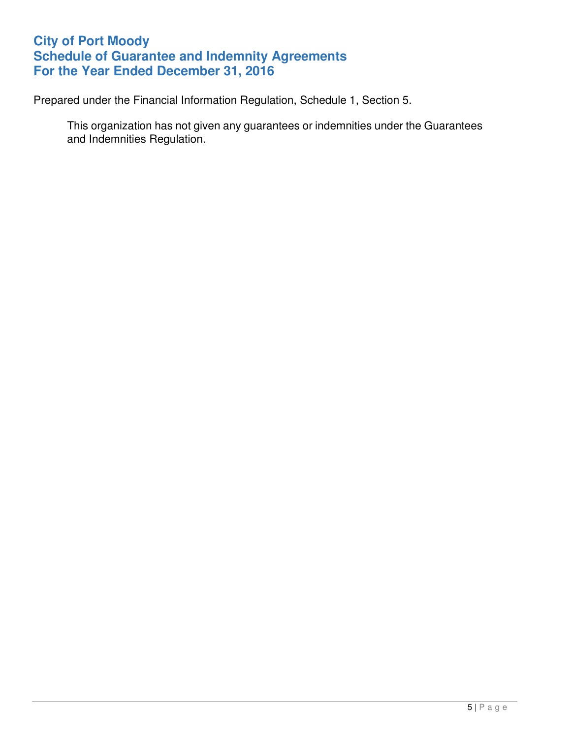# City of Port Moody
# Schedule of Guarantee and Indemnity Agreements
# For the Year Ended December 31, 2016

Prepared under the Financial Information Regulation, Schedule 1, Section 5.

> This organization has not given any guarantees or indemnities under the Guarantees and Indemnities Regulation.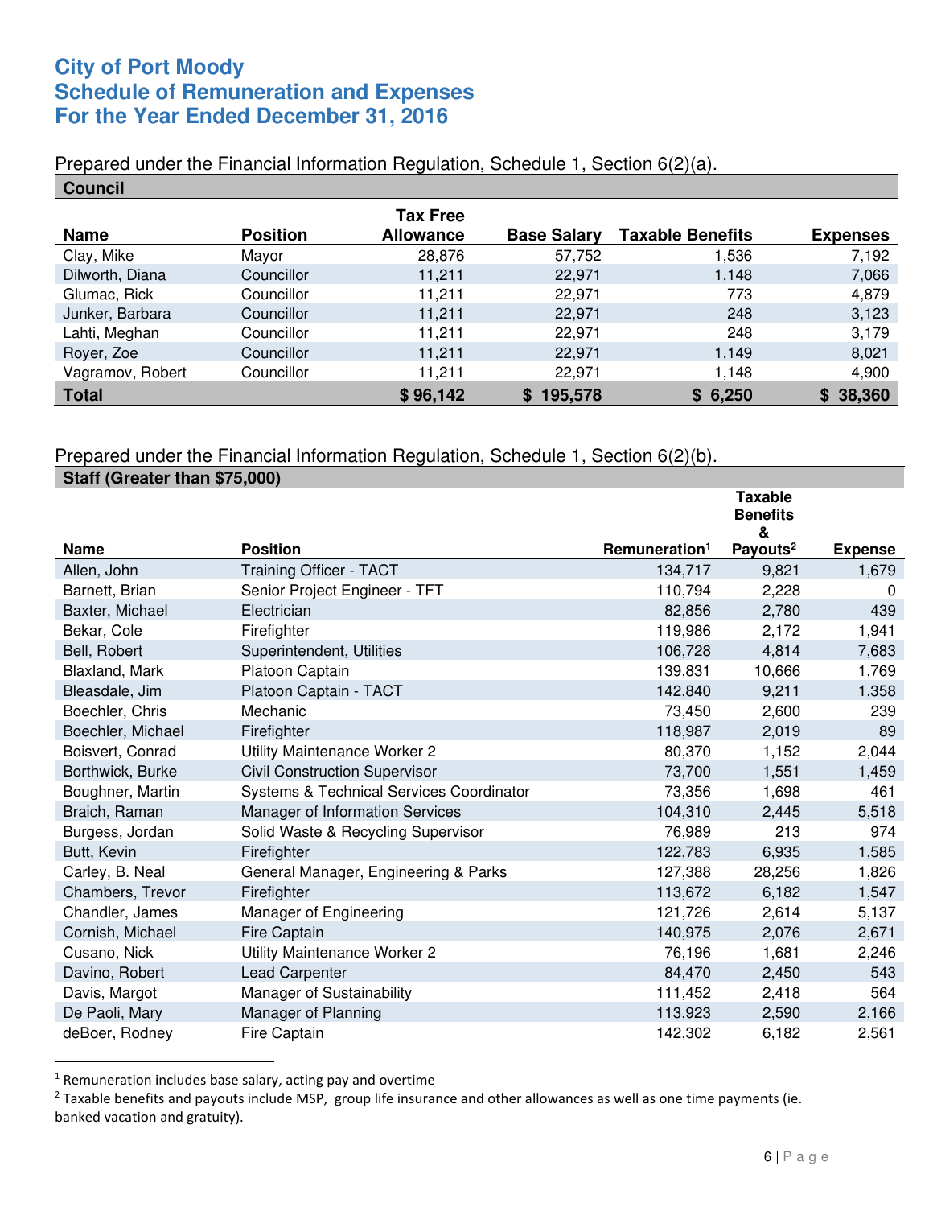# City of Port Moody
# Schedule of Remuneration and Expenses
# For the Year Ended December 31, 2016

Prepared under the Financial Information Regulation, Schedule 1, Section 6(2)(a).

**Council**

| Name | Position | Tax Free Allowance | Base Salary | Taxable Benefits | Expenses |
|---|---|---|---|---|---|
| Clay, Mike | Mayor | 28,876 | 57,752 | 1,536 | 7,192 |
| Dilworth, Diana | Councillor | 11,211 | 22,971 | 1,148 | 7,066 |
| Glumac, Rick | Councillor | 11,211 | 22,971 | 773 | 4,879 |
| Junker, Barbara | Councillor | 11,211 | 22,971 | 248 | 3,123 |
| Lahti, Meghan | Councillor | 11,211 | 22,971 | 248 | 3,179 |
| Royer, Zoe | Councillor | 11,211 | 22,971 | 1,149 | 8,021 |
| Vagramov, Robert | Councillor | 11,211 | 22,971 | 1,148 | 4,900 |
| **Total** | | **$ 96,142** | **$ 195,578** | **$ 6,250** | **$ 38,360** |

Prepared under the Financial Information Regulation, Schedule 1, Section 6(2)(b).

**Staff (Greater than $75,000)**

| Name | Position | Remuneration[1] | Taxable Benefits & Payouts[2] | Expense |
|---|---|---|---|---|
| Allen, John | Training Officer - TACT | 134,717 | 9,821 | 1,679 |
| Barnett, Brian | Senior Project Engineer - TFT | 110,794 | 2,228 | 0 |
| Baxter, Michael | Electrician | 82,856 | 2,780 | 439 |
| Bekar, Cole | Firefighter | 119,986 | 2,172 | 1,941 |
| Bell, Robert | Superintendent, Utilities | 106,728 | 4,814 | 7,683 |
| Blaxland, Mark | Platoon Captain | 139,831 | 10,666 | 1,769 |
| Bleasdale, Jim | Platoon Captain - TACT | 142,840 | 9,211 | 1,358 |
| Boechler, Chris | Mechanic | 73,450 | 2,600 | 239 |
| Boechler, Michael | Firefighter | 118,987 | 2,019 | 89 |
| Boisvert, Conrad | Utility Maintenance Worker 2 | 80,370 | 1,152 | 2,044 |
| Borthwick, Burke | Civil Construction Supervisor | 73,700 | 1,551 | 1,459 |
| Boughner, Martin | Systems & Technical Services Coordinator | 73,356 | 1,698 | 461 |
| Braich, Raman | Manager of Information Services | 104,310 | 2,445 | 5,518 |
| Burgess, Jordan | Solid Waste & Recycling Supervisor | 76,989 | 213 | 974 |
| Butt, Kevin | Firefighter | 122,783 | 6,935 | 1,585 |
| Carley, B. Neal | General Manager, Engineering & Parks | 127,388 | 28,256 | 1,826 |
| Chambers, Trevor | Firefighter | 113,672 | 6,182 | 1,547 |
| Chandler, James | Manager of Engineering | 121,726 | 2,614 | 5,137 |
| Cornish, Michael | Fire Captain | 140,975 | 2,076 | 2,671 |
| Cusano, Nick | Utility Maintenance Worker 2 | 76,196 | 1,681 | 2,246 |
| Davino, Robert | Lead Carpenter | 84,470 | 2,450 | 543 |
| Davis, Margot | Manager of Sustainability | 111,452 | 2,418 | 564 |
| De Paoli, Mary | Manager of Planning | 113,923 | 2,590 | 2,166 |
| deBoer, Rodney | Fire Captain | 142,302 | 6,182 | 2,561 |

[1] Remuneration includes base salary, acting pay and overtime

[2] Taxable benefits and payouts include MSP, group life insurance and other allowances as well as one time payments (ie. banked vacation and gratuity).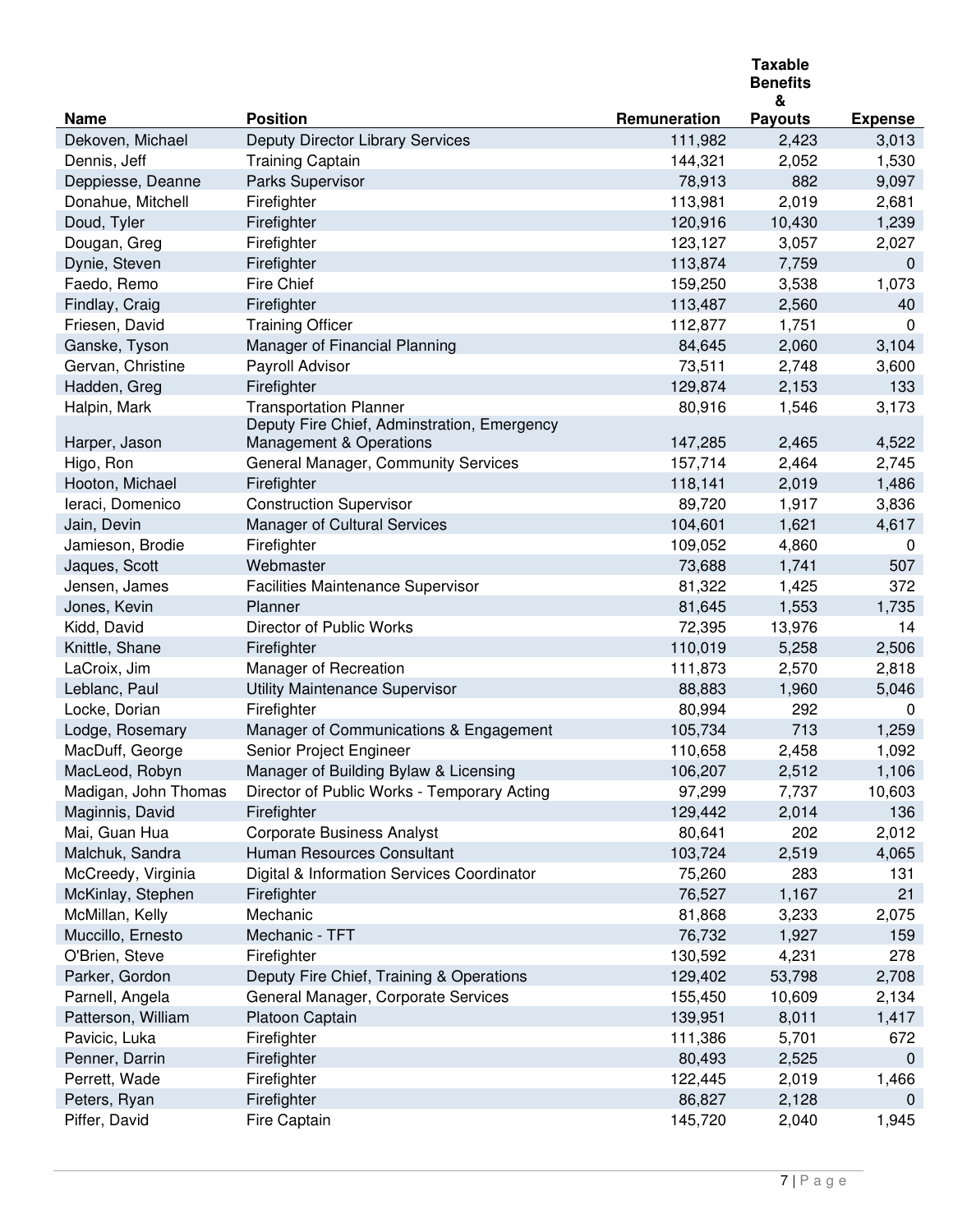| Name | Position | Remuneration | Taxable Benefits & Payouts | Expense |
|---|---|---|---|---|
| Dekoven, Michael | Deputy Director Library Services | 111,982 | 2,423 | 3,013 |
| Dennis, Jeff | Training Captain | 144,321 | 2,052 | 1,530 |
| Deppiesse, Deanne | Parks Supervisor | 78,913 | 882 | 9,097 |
| Donahue, Mitchell | Firefighter | 113,981 | 2,019 | 2,681 |
| Doud, Tyler | Firefighter | 120,916 | 10,430 | 1,239 |
| Dougan, Greg | Firefighter | 123,127 | 3,057 | 2,027 |
| Dynie, Steven | Firefighter | 113,874 | 7,759 | 0 |
| Faedo, Remo | Fire Chief | 159,250 | 3,538 | 1,073 |
| Findlay, Craig | Firefighter | 113,487 | 2,560 | 40 |
| Friesen, David | Training Officer | 112,877 | 1,751 | 0 |
| Ganske, Tyson | Manager of Financial Planning | 84,645 | 2,060 | 3,104 |
| Gervan, Christine | Payroll Advisor | 73,511 | 2,748 | 3,600 |
| Hadden, Greg | Firefighter | 129,874 | 2,153 | 133 |
| Halpin, Mark | Transportation Planner | 80,916 | 1,546 | 3,173 |
| Harper, Jason | Deputy Fire Chief, Adminstration, Emergency Management & Operations | 147,285 | 2,465 | 4,522 |
| Higo, Ron | General Manager, Community Services | 157,714 | 2,464 | 2,745 |
| Hooton, Michael | Firefighter | 118,141 | 2,019 | 1,486 |
| Ieraci, Domenico | Construction Supervisor | 89,720 | 1,917 | 3,836 |
| Jain, Devin | Manager of Cultural Services | 104,601 | 1,621 | 4,617 |
| Jamieson, Brodie | Firefighter | 109,052 | 4,860 | 0 |
| Jaques, Scott | Webmaster | 73,688 | 1,741 | 507 |
| Jensen, James | Facilities Maintenance Supervisor | 81,322 | 1,425 | 372 |
| Jones, Kevin | Planner | 81,645 | 1,553 | 1,735 |
| Kidd, David | Director of Public Works | 72,395 | 13,976 | 14 |
| Knittle, Shane | Firefighter | 110,019 | 5,258 | 2,506 |
| LaCroix, Jim | Manager of Recreation | 111,873 | 2,570 | 2,818 |
| Leblanc, Paul | Utility Maintenance Supervisor | 88,883 | 1,960 | 5,046 |
| Locke, Dorian | Firefighter | 80,994 | 292 | 0 |
| Lodge, Rosemary | Manager of Communications & Engagement | 105,734 | 713 | 1,259 |
| MacDuff, George | Senior Project Engineer | 110,658 | 2,458 | 1,092 |
| MacLeod, Robyn | Manager of Building Bylaw & Licensing | 106,207 | 2,512 | 1,106 |
| Madigan, John Thomas | Director of Public Works - Temporary Acting | 97,299 | 7,737 | 10,603 |
| Maginnis, David | Firefighter | 129,442 | 2,014 | 136 |
| Mai, Guan Hua | Corporate Business Analyst | 80,641 | 202 | 2,012 |
| Malchuk, Sandra | Human Resources Consultant | 103,724 | 2,519 | 4,065 |
| McCreedy, Virginia | Digital & Information Services Coordinator | 75,260 | 283 | 131 |
| McKinlay, Stephen | Firefighter | 76,527 | 1,167 | 21 |
| McMillan, Kelly | Mechanic | 81,868 | 3,233 | 2,075 |
| Muccillo, Ernesto | Mechanic - TFT | 76,732 | 1,927 | 159 |
| O'Brien, Steve | Firefighter | 130,592 | 4,231 | 278 |
| Parker, Gordon | Deputy Fire Chief, Training & Operations | 129,402 | 53,798 | 2,708 |
| Parnell, Angela | General Manager, Corporate Services | 155,450 | 10,609 | 2,134 |
| Patterson, William | Platoon Captain | 139,951 | 8,011 | 1,417 |
| Pavicic, Luka | Firefighter | 111,386 | 5,701 | 672 |
| Penner, Darrin | Firefighter | 80,493 | 2,525 | 0 |
| Perrett, Wade | Firefighter | 122,445 | 2,019 | 1,466 |
| Peters, Ryan | Firefighter | 86,827 | 2,128 | 0 |
| Piffer, David | Fire Captain | 145,720 | 2,040 | 1,945 |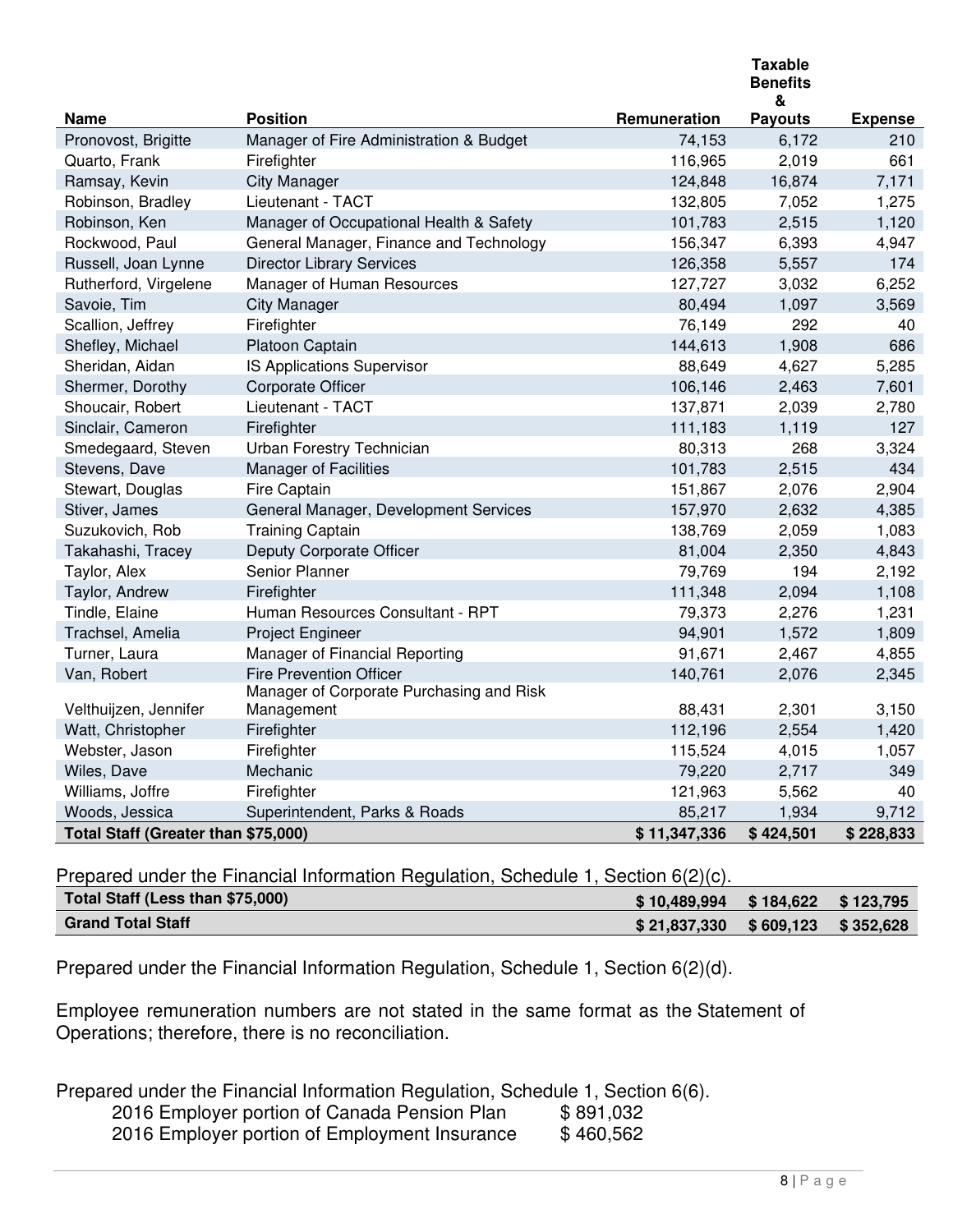| Name | Position | Remuneration | Taxable Benefits & Payouts | Expense |
|---|---|---|---|---|
| Pronovost, Brigitte | Manager of Fire Administration & Budget | 74,153 | 6,172 | 210 |
| Quarto, Frank | Firefighter | 116,965 | 2,019 | 661 |
| Ramsay, Kevin | City Manager | 124,848 | 16,874 | 7,171 |
| Robinson, Bradley | Lieutenant - TACT | 132,805 | 7,052 | 1,275 |
| Robinson, Ken | Manager of Occupational Health & Safety | 101,783 | 2,515 | 1,120 |
| Rockwood, Paul | General Manager, Finance and Technology | 156,347 | 6,393 | 4,947 |
| Russell, Joan Lynne | Director Library Services | 126,358 | 5,557 | 174 |
| Rutherford, Virgelene | Manager of Human Resources | 127,727 | 3,032 | 6,252 |
| Savoie, Tim | City Manager | 80,494 | 1,097 | 3,569 |
| Scallion, Jeffrey | Firefighter | 76,149 | 292 | 40 |
| Shefley, Michael | Platoon Captain | 144,613 | 1,908 | 686 |
| Sheridan, Aidan | IS Applications Supervisor | 88,649 | 4,627 | 5,285 |
| Shermer, Dorothy | Corporate Officer | 106,146 | 2,463 | 7,601 |
| Shoucair, Robert | Lieutenant - TACT | 137,871 | 2,039 | 2,780 |
| Sinclair, Cameron | Firefighter | 111,183 | 1,119 | 127 |
| Smedegaard, Steven | Urban Forestry Technician | 80,313 | 268 | 3,324 |
| Stevens, Dave | Manager of Facilities | 101,783 | 2,515 | 434 |
| Stewart, Douglas | Fire Captain | 151,867 | 2,076 | 2,904 |
| Stiver, James | General Manager, Development Services | 157,970 | 2,632 | 4,385 |
| Suzukovich, Rob | Training Captain | 138,769 | 2,059 | 1,083 |
| Takahashi, Tracey | Deputy Corporate Officer | 81,004 | 2,350 | 4,843 |
| Taylor, Alex | Senior Planner | 79,769 | 194 | 2,192 |
| Taylor, Andrew | Firefighter | 111,348 | 2,094 | 1,108 |
| Tindle, Elaine | Human Resources Consultant - RPT | 79,373 | 2,276 | 1,231 |
| Trachsel, Amelia | Project Engineer | 94,901 | 1,572 | 1,809 |
| Turner, Laura | Manager of Financial Reporting | 91,671 | 2,467 | 4,855 |
| Van, Robert | Fire Prevention Officer | 140,761 | 2,076 | 2,345 |
| Velthuijzen, Jennifer | Manager of Corporate Purchasing and Risk Management | 88,431 | 2,301 | 3,150 |
| Watt, Christopher | Firefighter | 112,196 | 2,554 | 1,420 |
| Webster, Jason | Firefighter | 115,524 | 4,015 | 1,057 |
| Wiles, Dave | Mechanic | 79,220 | 2,717 | 349 |
| Williams, Joffre | Firefighter | 121,963 | 5,562 | 40 |
| Woods, Jessica | Superintendent, Parks & Roads | 85,217 | 1,934 | 9,712 |
| **Total Staff (Greater than $75,000)** | | **$ 11,347,336** | **$ 424,501** | **$ 228,833** |

Prepared under the Financial Information Regulation, Schedule 1, Section 6(2)(c).

| | Remuneration | Taxable Benefits & Payouts | Expense |
|---|---|---|---|
| **Total Staff (Less than $75,000)** | **$ 10,489,994** | **$ 184,622** | **$ 123,795** |
| **Grand Total Staff** | **$ 21,837,330** | **$ 609,123** | **$ 352,628** |

Prepared under the Financial Information Regulation, Schedule 1, Section 6(2)(d).

Employee remuneration numbers are not stated in the same format as the Statement of Operations; therefore, there is no reconciliation.

Prepared under the Financial Information Regulation, Schedule 1, Section 6(6).

| | |
|---|---|
| 2016 Employer portion of Canada Pension Plan | $ 891,032 |
| 2016 Employer portion of Employment Insurance | $ 460,562 |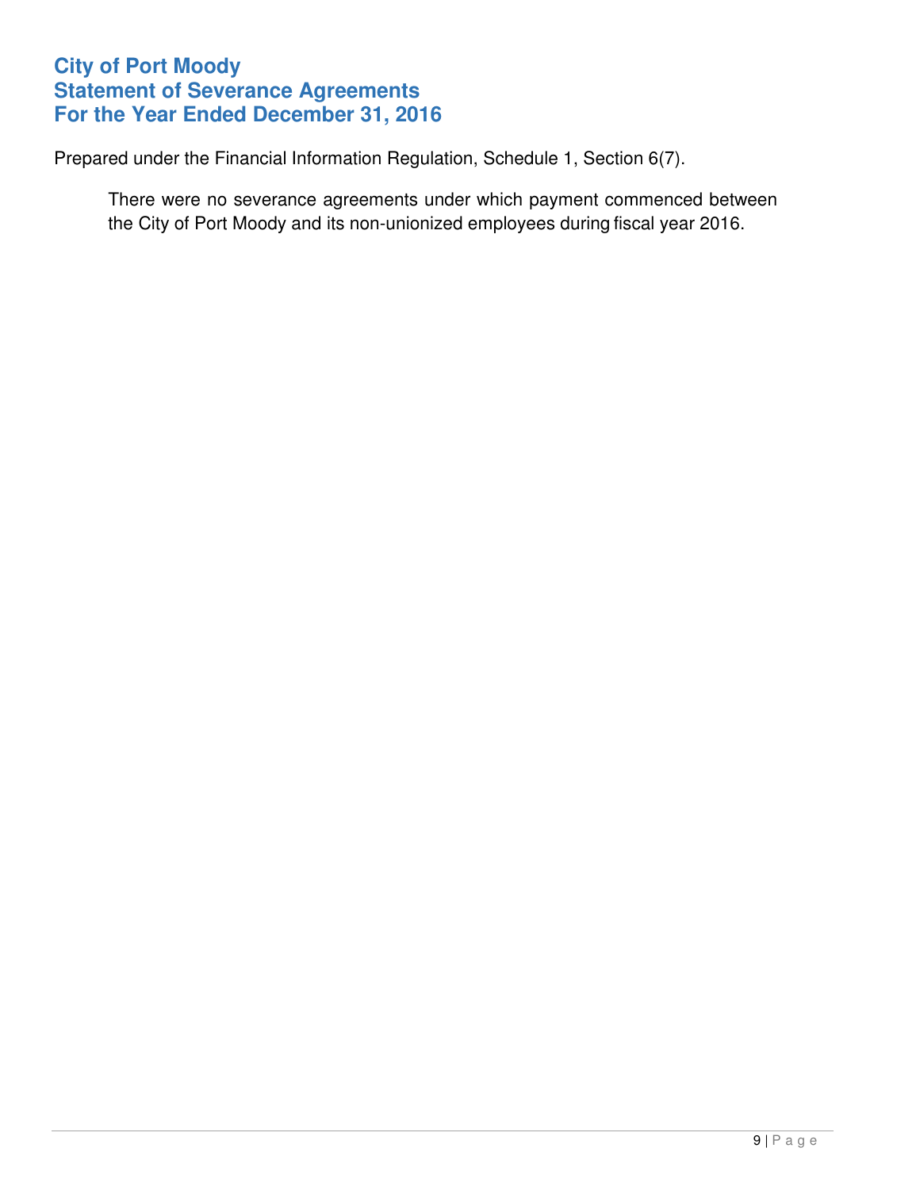# City of Port Moody
# Statement of Severance Agreements
# For the Year Ended December 31, 2016

Prepared under the Financial Information Regulation, Schedule 1, Section 6(7).

> There were no severance agreements under which payment commenced between the City of Port Moody and its non-unionized employees during fiscal year 2016.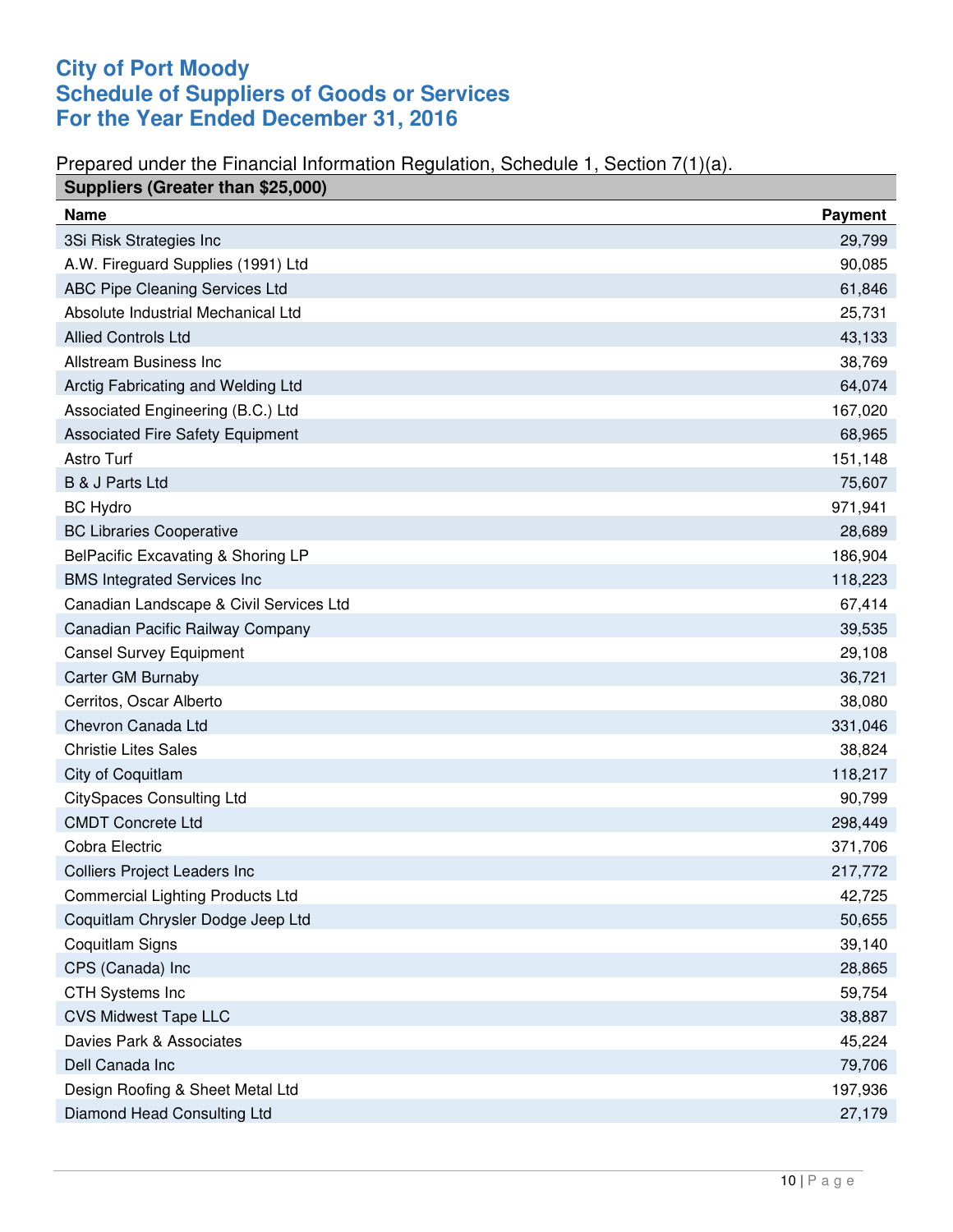# City of Port Moody
# Schedule of Suppliers of Goods or Services
# For the Year Ended December 31, 2016

Prepared under the Financial Information Regulation, Schedule 1, Section 7(1)(a).

**Suppliers (Greater than $25,000)**

| Name | Payment |
|---|---:|
| 3Si Risk Strategies Inc | 29,799 |
| A.W. Fireguard Supplies (1991) Ltd | 90,085 |
| ABC Pipe Cleaning Services Ltd | 61,846 |
| Absolute Industrial Mechanical Ltd | 25,731 |
| Allied Controls Ltd | 43,133 |
| Allstream Business Inc | 38,769 |
| Arctig Fabricating and Welding Ltd | 64,074 |
| Associated Engineering (B.C.) Ltd | 167,020 |
| Associated Fire Safety Equipment | 68,965 |
| Astro Turf | 151,148 |
| B & J Parts Ltd | 75,607 |
| BC Hydro | 971,941 |
| BC Libraries Cooperative | 28,689 |
| BelPacific Excavating & Shoring LP | 186,904 |
| BMS Integrated Services Inc | 118,223 |
| Canadian Landscape & Civil Services Ltd | 67,414 |
| Canadian Pacific Railway Company | 39,535 |
| Cansel Survey Equipment | 29,108 |
| Carter GM Burnaby | 36,721 |
| Cerritos, Oscar Alberto | 38,080 |
| Chevron Canada Ltd | 331,046 |
| Christie Lites Sales | 38,824 |
| City of Coquitlam | 118,217 |
| CitySpaces Consulting Ltd | 90,799 |
| CMDT Concrete Ltd | 298,449 |
| Cobra Electric | 371,706 |
| Colliers Project Leaders Inc | 217,772 |
| Commercial Lighting Products Ltd | 42,725 |
| Coquitlam Chrysler Dodge Jeep Ltd | 50,655 |
| Coquitlam Signs | 39,140 |
| CPS (Canada) Inc | 28,865 |
| CTH Systems Inc | 59,754 |
| CVS Midwest Tape LLC | 38,887 |
| Davies Park & Associates | 45,224 |
| Dell Canada Inc | 79,706 |
| Design Roofing & Sheet Metal Ltd | 197,936 |
| Diamond Head Consulting Ltd | 27,179 |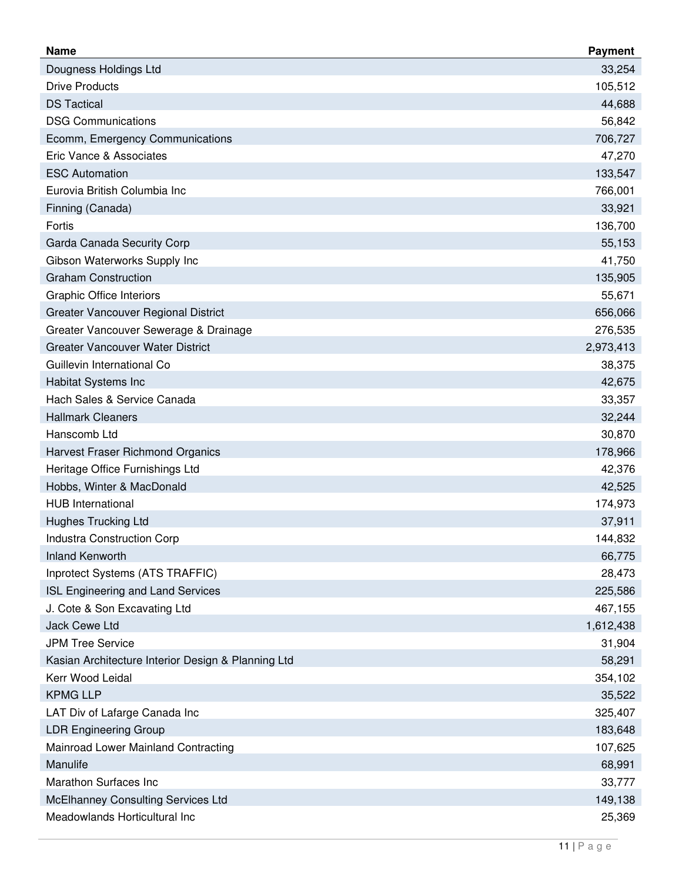| Name | Payment |
| --- | ---: |
| Dougness Holdings Ltd | 33,254 |
| Drive Products | 105,512 |
| DS Tactical | 44,688 |
| DSG Communications | 56,842 |
| Ecomm, Emergency Communications | 706,727 |
| Eric Vance & Associates | 47,270 |
| ESC Automation | 133,547 |
| Eurovia British Columbia Inc | 766,001 |
| Finning (Canada) | 33,921 |
| Fortis | 136,700 |
| Garda Canada Security Corp | 55,153 |
| Gibson Waterworks Supply Inc | 41,750 |
| Graham Construction | 135,905 |
| Graphic Office Interiors | 55,671 |
| Greater Vancouver Regional District | 656,066 |
| Greater Vancouver Sewerage & Drainage | 276,535 |
| Greater Vancouver Water District | 2,973,413 |
| Guillevin International Co | 38,375 |
| Habitat Systems Inc | 42,675 |
| Hach Sales & Service Canada | 33,357 |
| Hallmark Cleaners | 32,244 |
| Hanscomb Ltd | 30,870 |
| Harvest Fraser Richmond Organics | 178,966 |
| Heritage Office Furnishings Ltd | 42,376 |
| Hobbs, Winter & MacDonald | 42,525 |
| HUB International | 174,973 |
| Hughes Trucking Ltd | 37,911 |
| Industra Construction Corp | 144,832 |
| Inland Kenworth | 66,775 |
| Inprotect Systems (ATS TRAFFIC) | 28,473 |
| ISL Engineering and Land Services | 225,586 |
| J. Cote & Son Excavating Ltd | 467,155 |
| Jack Cewe Ltd | 1,612,438 |
| JPM Tree Service | 31,904 |
| Kasian Architecture Interior Design & Planning Ltd | 58,291 |
| Kerr Wood Leidal | 354,102 |
| KPMG LLP | 35,522 |
| LAT Div of Lafarge Canada Inc | 325,407 |
| LDR Engineering Group | 183,648 |
| Mainroad Lower Mainland Contracting | 107,625 |
| Manulife | 68,991 |
| Marathon Surfaces Inc | 33,777 |
| McElhanney Consulting Services Ltd | 149,138 |
| Meadowlands Horticultural Inc | 25,369 |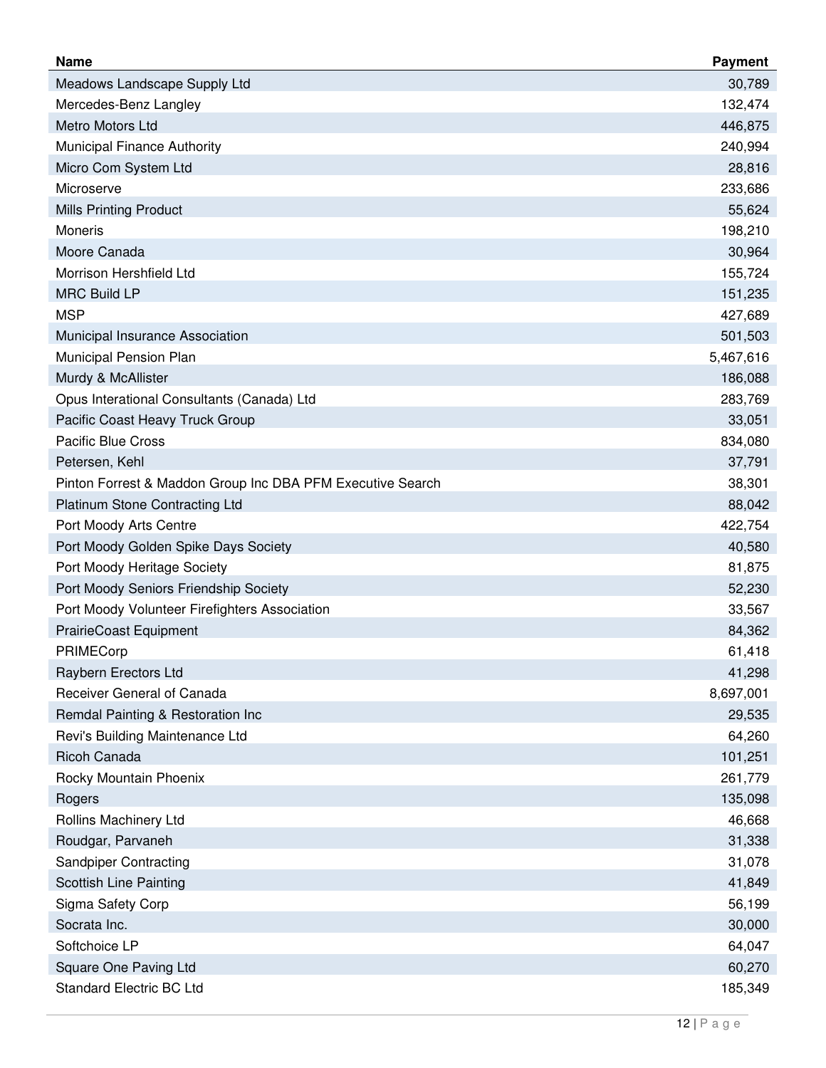| Name | Payment |
| --- | ---: |
| Meadows Landscape Supply Ltd | 30,789 |
| Mercedes-Benz Langley | 132,474 |
| Metro Motors Ltd | 446,875 |
| Municipal Finance Authority | 240,994 |
| Micro Com System Ltd | 28,816 |
| Microserve | 233,686 |
| Mills Printing Product | 55,624 |
| Moneris | 198,210 |
| Moore Canada | 30,964 |
| Morrison Hershfield Ltd | 155,724 |
| MRC Build LP | 151,235 |
| MSP | 427,689 |
| Municipal Insurance Association | 501,503 |
| Municipal Pension Plan | 5,467,616 |
| Murdy & McAllister | 186,088 |
| Opus Interational Consultants (Canada) Ltd | 283,769 |
| Pacific Coast Heavy Truck Group | 33,051 |
| Pacific Blue Cross | 834,080 |
| Petersen, Kehl | 37,791 |
| Pinton Forrest & Maddon Group Inc DBA PFM Executive Search | 38,301 |
| Platinum Stone Contracting Ltd | 88,042 |
| Port Moody Arts Centre | 422,754 |
| Port Moody Golden Spike Days Society | 40,580 |
| Port Moody Heritage Society | 81,875 |
| Port Moody Seniors Friendship Society | 52,230 |
| Port Moody Volunteer Firefighters Association | 33,567 |
| PrairieCoast Equipment | 84,362 |
| PRIMECorp | 61,418 |
| Raybern Erectors Ltd | 41,298 |
| Receiver General of Canada | 8,697,001 |
| Remdal Painting & Restoration Inc | 29,535 |
| Revi's Building Maintenance Ltd | 64,260 |
| Ricoh Canada | 101,251 |
| Rocky Mountain Phoenix | 261,779 |
| Rogers | 135,098 |
| Rollins Machinery Ltd | 46,668 |
| Roudgar, Parvaneh | 31,338 |
| Sandpiper Contracting | 31,078 |
| Scottish Line Painting | 41,849 |
| Sigma Safety Corp | 56,199 |
| Socrata Inc. | 30,000 |
| Softchoice LP | 64,047 |
| Square One Paving Ltd | 60,270 |
| Standard Electric BC Ltd | 185,349 |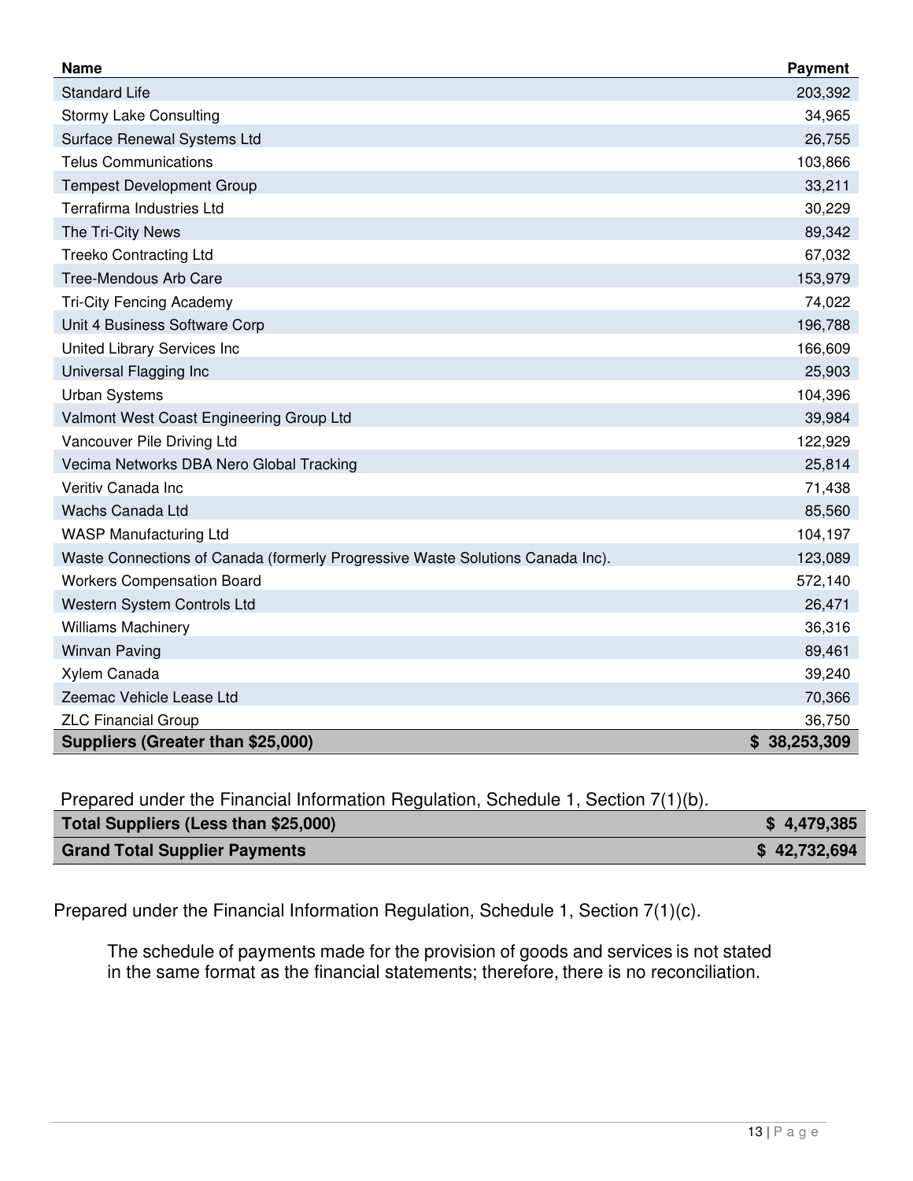| Name | Payment |
|---|---|
| Standard Life | 203,392 |
| Stormy Lake Consulting | 34,965 |
| Surface Renewal Systems Ltd | 26,755 |
| Telus Communications | 103,866 |
| Tempest Development Group | 33,211 |
| Terrafirma Industries Ltd | 30,229 |
| The Tri-City News | 89,342 |
| Treeko Contracting Ltd | 67,032 |
| Tree-Mendous Arb Care | 153,979 |
| Tri-City Fencing Academy | 74,022 |
| Unit 4 Business Software Corp | 196,788 |
| United Library Services Inc | 166,609 |
| Universal Flagging Inc | 25,903 |
| Urban Systems | 104,396 |
| Valmont West Coast Engineering Group Ltd | 39,984 |
| Vancouver Pile Driving Ltd | 122,929 |
| Vecima Networks DBA Nero Global Tracking | 25,814 |
| Veritiv Canada Inc | 71,438 |
| Wachs Canada Ltd | 85,560 |
| WASP Manufacturing Ltd | 104,197 |
| Waste Connections of Canada (formerly Progressive Waste Solutions Canada Inc). | 123,089 |
| Workers Compensation Board | 572,140 |
| Western System Controls Ltd | 26,471 |
| Williams Machinery | 36,316 |
| Winvan Paving | 89,461 |
| Xylem Canada | 39,240 |
| Zeemac Vehicle Lease Ltd | 70,366 |
| ZLC Financial Group | 36,750 |
| **Suppliers (Greater than $25,000)** | **$ 38,253,309** |

Prepared under the Financial Information Regulation, Schedule 1, Section 7(1)(b).

| | |
|---|---|
| **Total Suppliers (Less than $25,000)** | **$ 4,479,385** |
| **Grand Total Supplier Payments** | **$ 42,732,694** |

Prepared under the Financial Information Regulation, Schedule 1, Section 7(1)(c).

The schedule of payments made for the provision of goods and services is not stated in the same format as the financial statements; therefore, there is no reconciliation.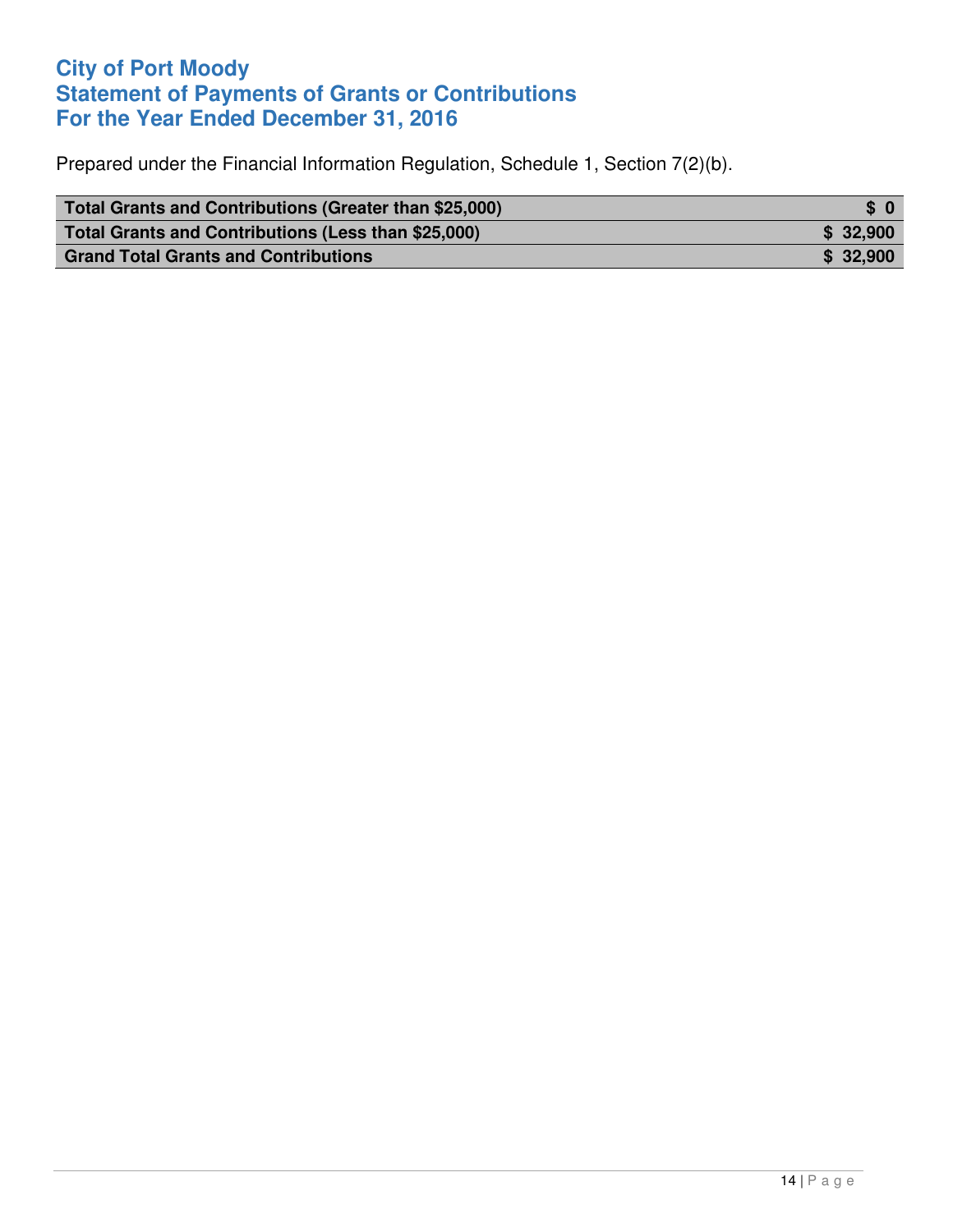# City of Port Moody
# Statement of Payments of Grants or Contributions
# For the Year Ended December 31, 2016

Prepared under the Financial Information Regulation, Schedule 1, Section 7(2)(b).

| | |
|---|---|
| **Total Grants and Contributions (Greater than $25,000)** | **$ 0** |
| **Total Grants and Contributions (Less than $25,000)** | **$ 32,900** |
| **Grand Total Grants and Contributions** | **$ 32,900** |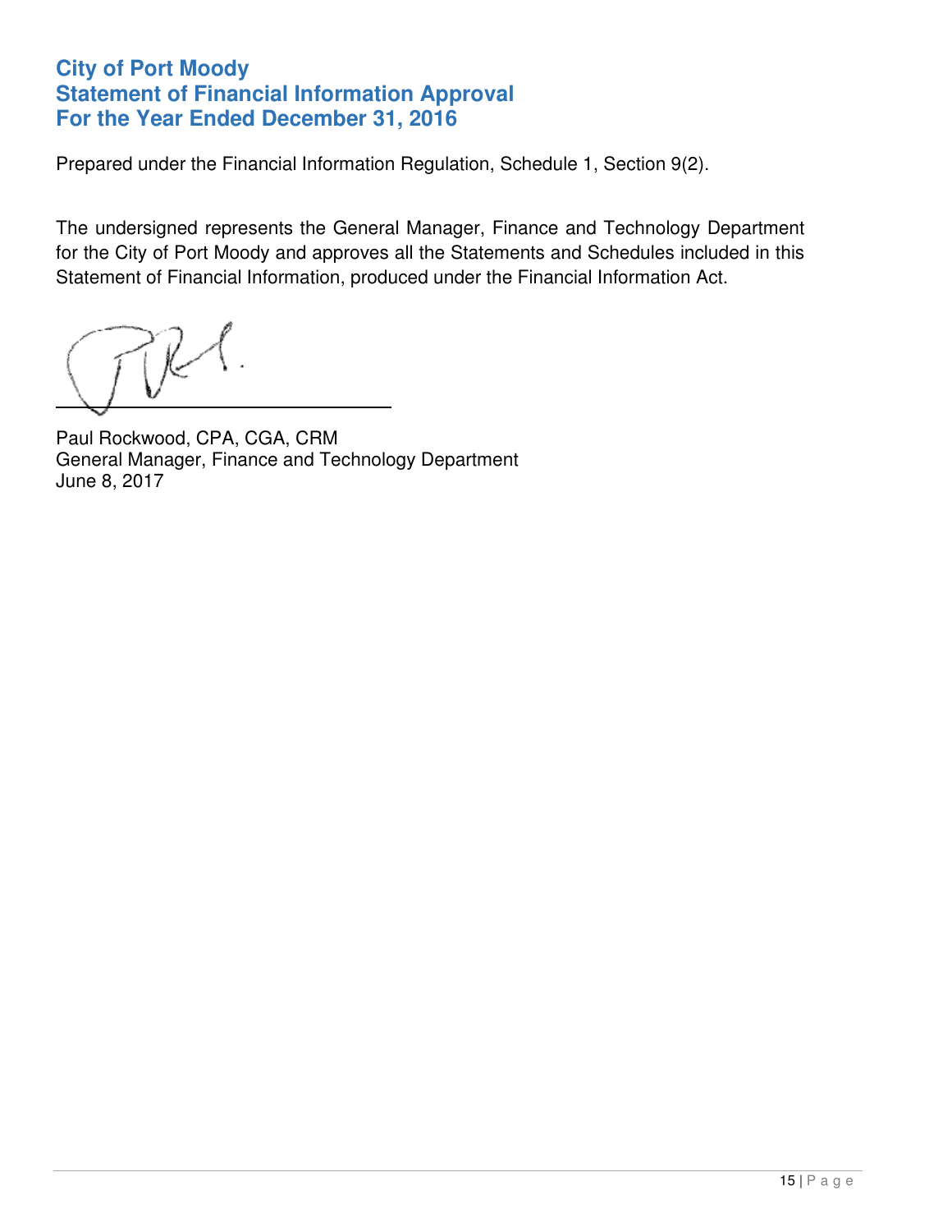# City of Port Moody
# Statement of Financial Information Approval
# For the Year Ended December 31, 2016

Prepared under the Financial Information Regulation, Schedule 1, Section 9(2).

The undersigned represents the General Manager, Finance and Technology Department for the City of Port Moody and approves all the Statements and Schedules included in this Statement of Financial Information, produced under the Financial Information Act.

Paul Rockwood, CPA, CGA, CRM
General Manager, Finance and Technology Department
June 8, 2017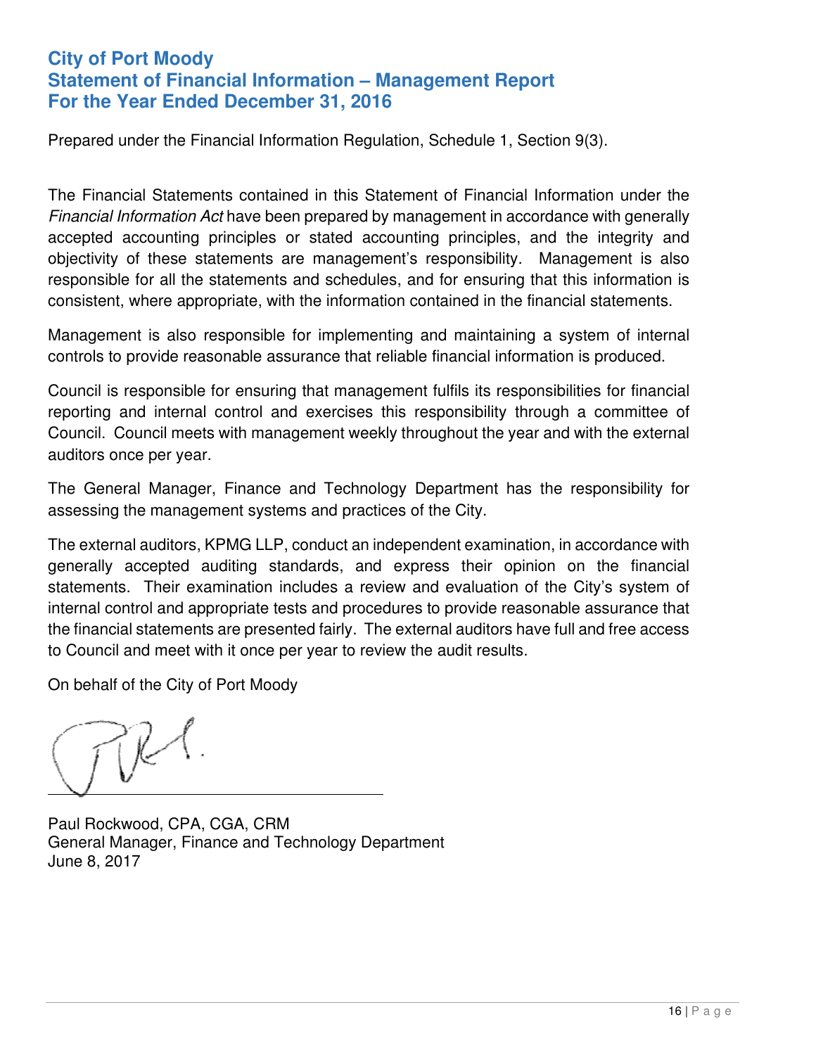# City of Port Moody
# Statement of Financial Information – Management Report
# For the Year Ended December 31, 2016

Prepared under the Financial Information Regulation, Schedule 1, Section 9(3).

The Financial Statements contained in this Statement of Financial Information under the *Financial Information Act* have been prepared by management in accordance with generally accepted accounting principles or stated accounting principles, and the integrity and objectivity of these statements are management's responsibility. Management is also responsible for all the statements and schedules, and for ensuring that this information is consistent, where appropriate, with the information contained in the financial statements.

Management is also responsible for implementing and maintaining a system of internal controls to provide reasonable assurance that reliable financial information is produced.

Council is responsible for ensuring that management fulfils its responsibilities for financial reporting and internal control and exercises this responsibility through a committee of Council. Council meets with management weekly throughout the year and with the external auditors once per year.

The General Manager, Finance and Technology Department has the responsibility for assessing the management systems and practices of the City.

The external auditors, KPMG LLP, conduct an independent examination, in accordance with generally accepted auditing standards, and express their opinion on the financial statements. Their examination includes a review and evaluation of the City's system of internal control and appropriate tests and procedures to provide reasonable assurance that the financial statements are presented fairly. The external auditors have full and free access to Council and meet with it once per year to review the audit results.

On behalf of the City of Port Moody

Paul Rockwood, CPA, CGA, CRM
General Manager, Finance and Technology Department
June 8, 2017